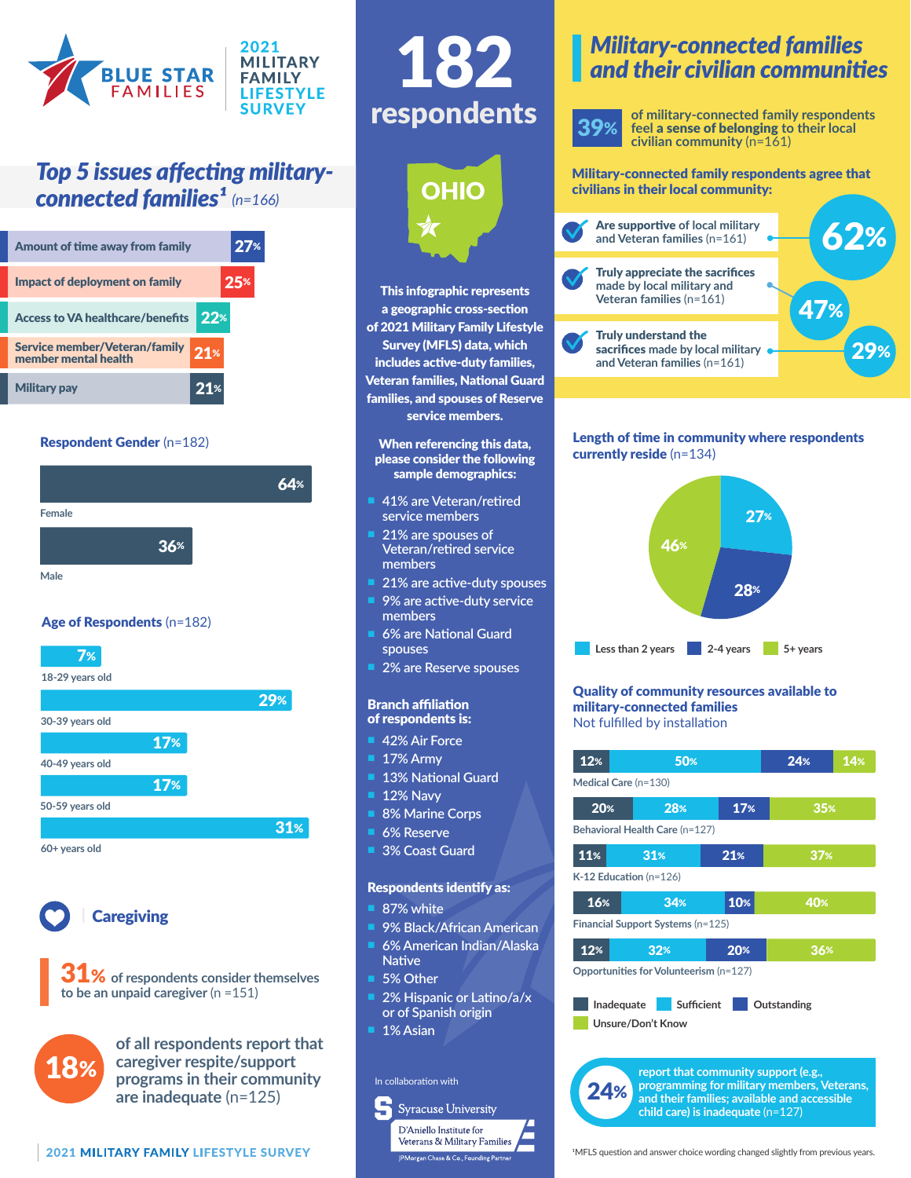# Blue Star Families — 2021 Military Family Lifestyle Survey

# 182 respondents

## OHIO

This infographic represents a geographic cross-section of 2021 Military Family Lifestyle Survey (MFLS) data, which includes active-duty families, Veteran families, National Guard families, and spouses of Reserve service members.

When referencing this data, please consider the following sample demographics:

- 41% are Veteran/retired service members
- 21% are spouses of Veteran/retired service members
- 21% are active-duty spouses
- 9% are active-duty service members
- 6% are National Guard spouses
- 2% are Reserve spouses

**Branch affiliation of respondents is:**

- 42% Air Force
- 17% Army
- 13% National Guard
- 12% Navy
- 8% Marine Corps
- 6% Reserve
- 3% Coast Guard

**Respondents identify as:**

- 87% white
- 9% Black/African American
- 6% American Indian/Alaska Native
- 5% Other
- 2% Hispanic or Latino/a/x or of Spanish origin
- 1% Asian

## *Top 5 issues affecting military-connected families*[1] (n=166)

| Issue | % |
| --- | --- |
| Amount of time away from family | 27% |
| Impact of deployment on family | 25% |
| Access to VA healthcare/benefits | 22% |
| Service member/Veteran/family member mental health | 21% |
| Military pay | 21% |

### Respondent Gender (n=182)

| Gender | % |
| --- | --- |
| Female | 64% |
| Male | 36% |

### Age of Respondents (n=182)

| Age | % |
| --- | --- |
| 18-29 years old | 7% |
| 30-39 years old | 29% |
| 40-49 years old | 17% |
| 50-59 years old | 17% |
| 60+ years old | 31% |

### Caregiving

**31%** of respondents consider themselves to be an unpaid caregiver (n =151)

**18%** of all respondents report that caregiver respite/support programs in their community are inadequate (n=125)

## *Military-connected families and their civilian communities*

**39%** of military-connected family respondents feel **a sense of belonging** to their local civilian community (n=161)

**Military-connected family respondents agree that civilians in their local community:**

- **62%** — Are supportive of local military and Veteran families (n=161)
- **47%** — Truly appreciate the sacrifices made by local military and Veteran families (n=161)
- **29%** — Truly understand the sacrifices made by local military and Veteran families (n=161)

### Length of time in community where respondents currently reside (n=134)

| Length of time | % |
| --- | --- |
| Less than 2 years | 27% |
| 2-4 years | 28% |
| 5+ years | 46% |

### Quality of community resources available to military-connected families
Not fulfilled by installation

| Resource | Inadequate | Sufficient | Outstanding | Unsure/Don't Know |
| --- | --- | --- | --- | --- |
| Medical Care (n=130) | 12% | 50% | 24% | 14% |
| Behavioral Health Care (n=127) | 20% | 28% | 17% | 35% |
| K-12 Education (n=126) | 11% | 31% | 21% | 37% |
| Financial Support Systems (n=125) | 16% | 34% | 10% | 40% |
| Opportunities for Volunteerism (n=127) | 12% | 32% | 20% | 36% |

**24%** report that community support (e.g., programming for military members, Veterans, and their families; available and accessible child care) is inadequate (n=127)

In collaboration with Syracuse University D'Aniello Institute for Veterans & Military Families, JPMorgan Chase & Co., Founding Partner

[1] MFLS question and answer choice wording changed slightly from previous years.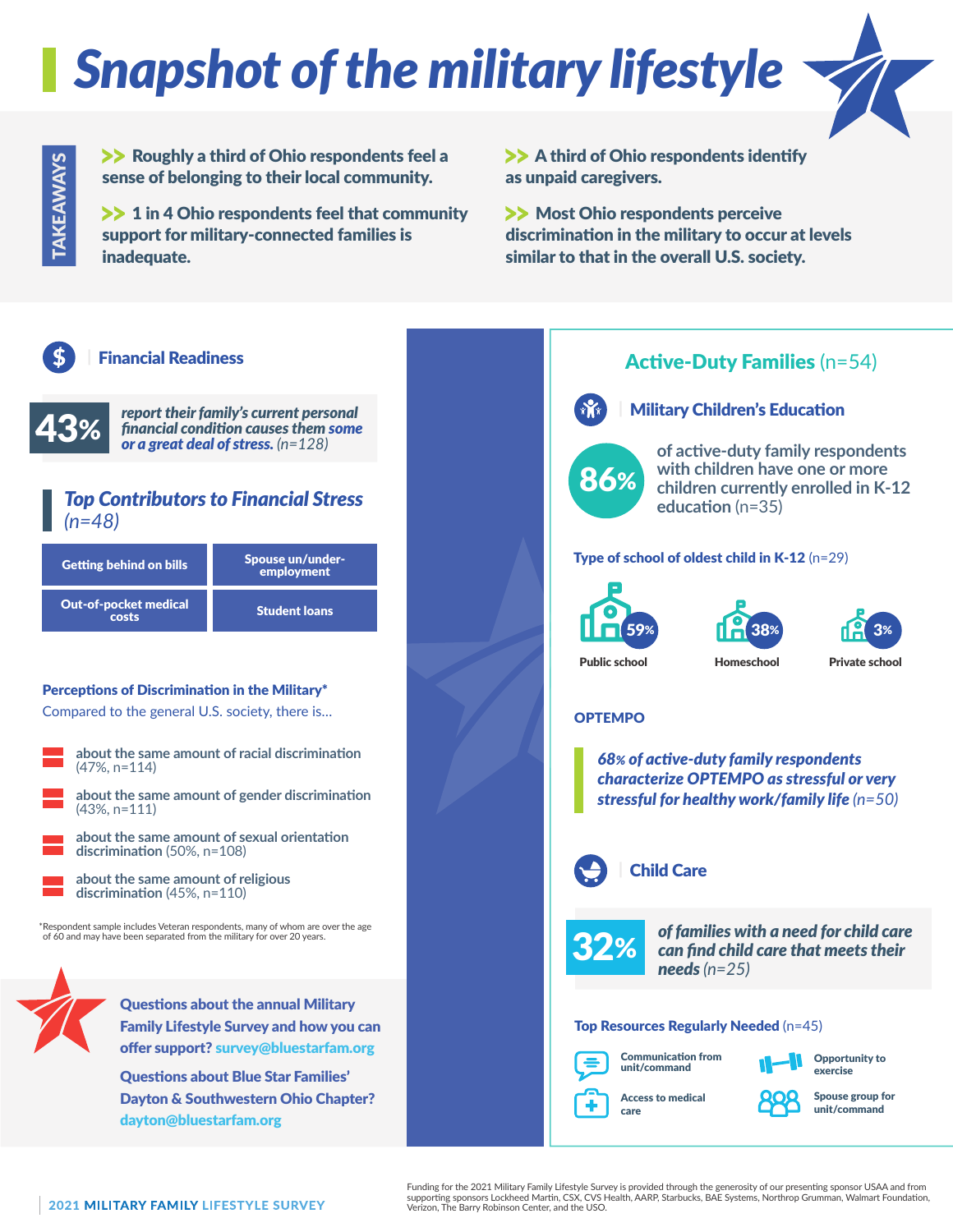# Snapshot of the military lifestyle

**TAKEAWAYS**

- Roughly a third of Ohio respondents feel a sense of belonging to their local community.
- 1 in 4 Ohio respondents feel that community support for military-connected families is inadequate.
- A third of Ohio respondents identify as unpaid caregivers.
- Most Ohio respondents perceive discrimination in the military to occur at levels similar to that in the overall U.S. society.

## Financial Readiness

**43%** *report their family's current personal financial condition causes them some or a great deal of stress.* (n=128)

### Top Contributors to Financial Stress (n=48)

| | |
|---|---|
| Getting behind on bills | Spouse un/under-employment |
| Out-of-pocket medical costs | Student loans |

### Perceptions of Discrimination in the Military*

Compared to the general U.S. society, there is...

- about the same amount of racial discrimination (47%, n=114)
- about the same amount of gender discrimination (43%, n=111)
- about the same amount of sexual orientation discrimination (50%, n=108)
- about the same amount of religious discrimination (45%, n=110)

*Respondent sample includes Veteran respondents, many of whom are over the age of 60 and may have been separated from the military for over 20 years.

Questions about the annual Military Family Lifestyle Survey and how you can offer support? survey@bluestarfam.org

Questions about Blue Star Families' Dayton & Southwestern Ohio Chapter? dayton@bluestarfam.org

## Active-Duty Families (n=54)

### Military Children's Education

**86%** of active-duty family respondents with children have one or more children currently enrolled in K-12 education (n=35)

**Type of school of oldest child in K-12** (n=29)

Public school 59%
Homeschool 38%
Private school 3%

### OPTEMPO

*68% of active-duty family respondents characterize OPTEMPO as stressful or very stressful for healthy work/family life* (n=50)

### Child Care

**32%** *of families with a need for child care can find child care that meets their needs* (n=25)

**Top Resources Regularly Needed** (n=45)

- Communication from unit/command
- Opportunity to exercise
- Access to medical care
- Spouse group for unit/command

2021 MILITARY FAMILY LIFESTYLE SURVEY

Funding for the 2021 Military Family Lifestyle Survey is provided through the generosity of our presenting sponsor USAA and from supporting sponsors Lockheed Martin, CSX, CVS Health, AARP, Starbucks, BAE Systems, Northrop Grumman, Walmart Foundation, Verizon, The Barry Robinson Center, and the USO.